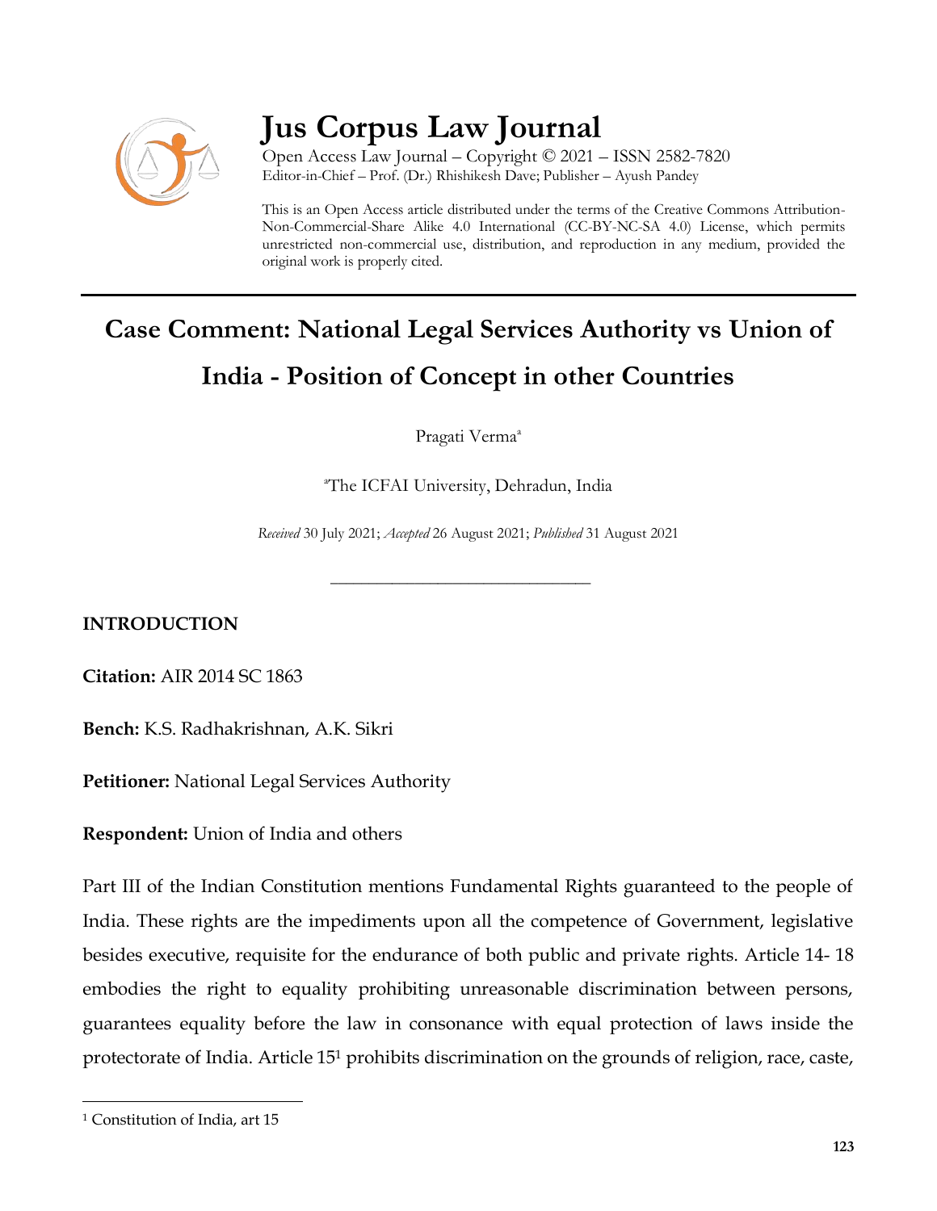# Jus Corpus Law Journal

Open Access Law Journal – Copyright © 2021 – ISSN 2582-7820
Editor-in-Chief – Prof. (Dr.) Rhishikesh Dave; Publisher – Ayush Pandey

This is an Open Access article distributed under the terms of the Creative Commons Attribution-Non-Commercial-Share Alike 4.0 International (CC-BY-NC-SA 4.0) License, which permits unrestricted non-commercial use, distribution, and reproduction in any medium, provided the original work is properly cited.

## Case Comment: National Legal Services Authority vs Union of India - Position of Concept in other Countries

Pragati Verma[a]

[a]The ICFAI University, Dehradun, India

*Received* 30 July 2021; *Accepted* 26 August 2021; *Published* 31 August 2021

---

### INTRODUCTION

**Citation:** AIR 2014 SC 1863

**Bench:** K.S. Radhakrishnan, A.K. Sikri

**Petitioner:** National Legal Services Authority

**Respondent:** Union of India and others

Part III of the Indian Constitution mentions Fundamental Rights guaranteed to the people of India. These rights are the impediments upon all the competence of Government, legislative besides executive, requisite for the endurance of both public and private rights. Article 14- 18 embodies the right to equality prohibiting unreasonable discrimination between persons, guarantees equality before the law in consonance with equal protection of laws inside the protectorate of India. Article 15[1] prohibits discrimination on the grounds of religion, race, caste,

---

[1] Constitution of India, art 15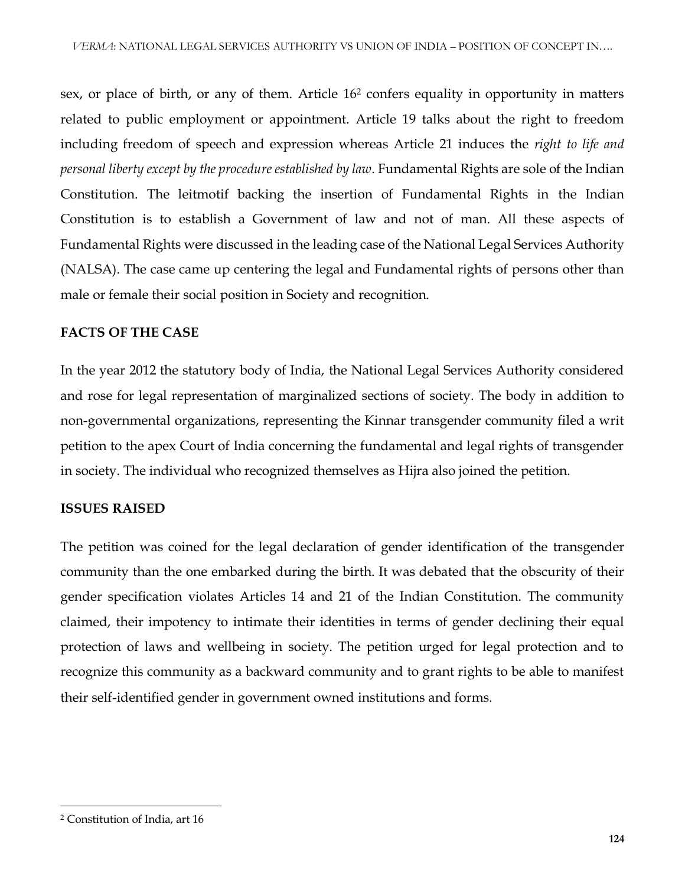sex, or place of birth, or any of them. Article 16[2] confers equality in opportunity in matters related to public employment or appointment. Article 19 talks about the right to freedom including freedom of speech and expression whereas Article 21 induces the *right to life and personal liberty except by the procedure established by law*. Fundamental Rights are sole of the Indian Constitution. The leitmotif backing the insertion of Fundamental Rights in the Indian Constitution is to establish a Government of law and not of man. All these aspects of Fundamental Rights were discussed in the leading case of the National Legal Services Authority (NALSA). The case came up centering the legal and Fundamental rights of persons other than male or female their social position in Society and recognition.

## FACTS OF THE CASE

In the year 2012 the statutory body of India, the National Legal Services Authority considered and rose for legal representation of marginalized sections of society. The body in addition to non-governmental organizations, representing the Kinnar transgender community filed a writ petition to the apex Court of India concerning the fundamental and legal rights of transgender in society. The individual who recognized themselves as Hijra also joined the petition.

## ISSUES RAISED

The petition was coined for the legal declaration of gender identification of the transgender community than the one embarked during the birth. It was debated that the obscurity of their gender specification violates Articles 14 and 21 of the Indian Constitution. The community claimed, their impotency to intimate their identities in terms of gender declining their equal protection of laws and wellbeing in society. The petition urged for legal protection and to recognize this community as a backward community and to grant rights to be able to manifest their self-identified gender in government owned institutions and forms.

---

[2] Constitution of India, art 16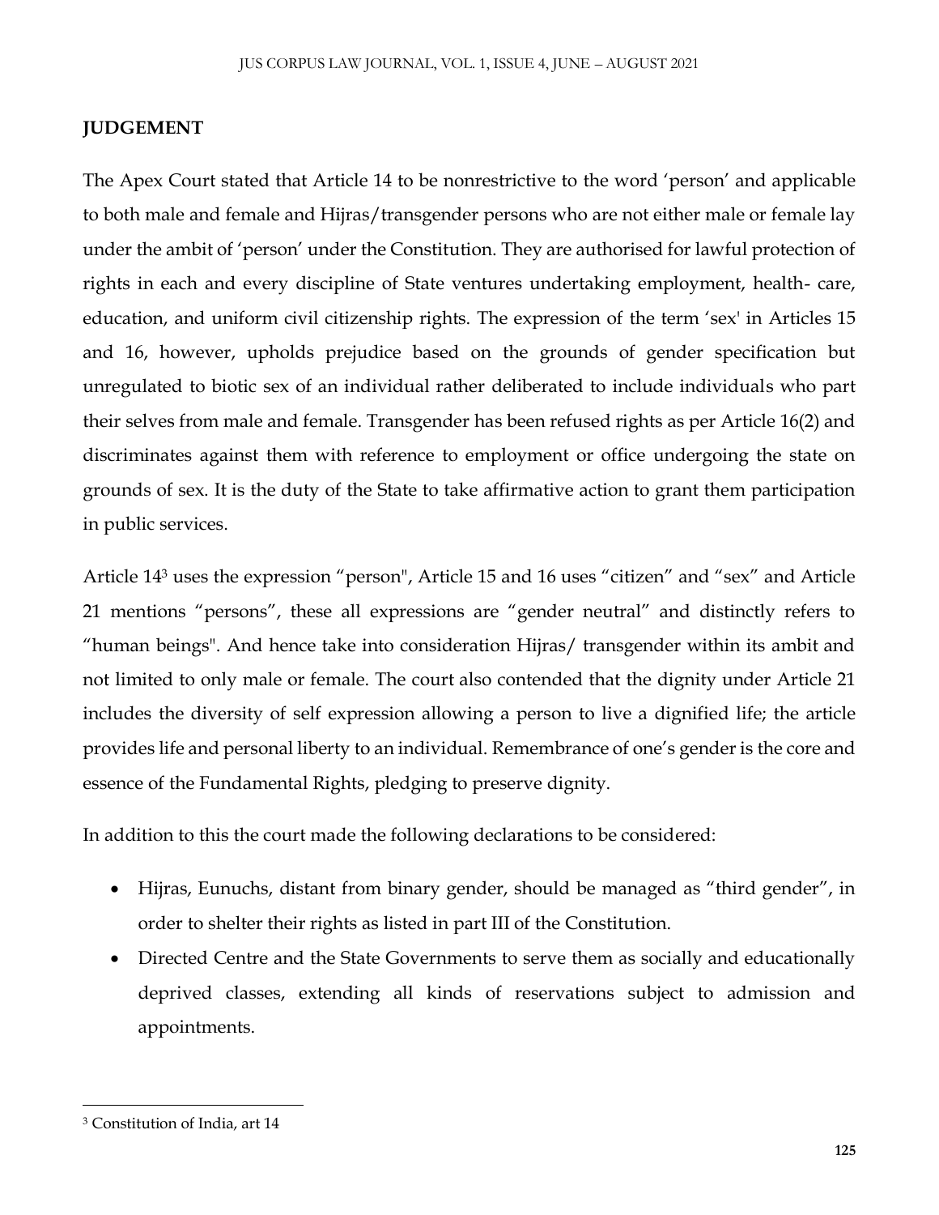**JUDGEMENT**

The Apex Court stated that Article 14 to be nonrestrictive to the word 'person' and applicable to both male and female and Hijras/transgender persons who are not either male or female lay under the ambit of 'person' under the Constitution. They are authorised for lawful protection of rights in each and every discipline of State ventures undertaking employment, health- care, education, and uniform civil citizenship rights. The expression of the term 'sex' in Articles 15 and 16, however, upholds prejudice based on the grounds of gender specification but unregulated to biotic sex of an individual rather deliberated to include individuals who part their selves from male and female. Transgender has been refused rights as per Article 16(2) and discriminates against them with reference to employment or office undergoing the state on grounds of sex. It is the duty of the State to take affirmative action to grant them participation in public services.

Article 14[3] uses the expression "person", Article 15 and 16 uses "citizen" and "sex" and Article 21 mentions "persons", these all expressions are "gender neutral" and distinctly refers to "human beings". And hence take into consideration Hijras/ transgender within its ambit and not limited to only male or female. The court also contended that the dignity under Article 21 includes the diversity of self expression allowing a person to live a dignified life; the article provides life and personal liberty to an individual. Remembrance of one's gender is the core and essence of the Fundamental Rights, pledging to preserve dignity.

In addition to this the court made the following declarations to be considered:

- Hijras, Eunuchs, distant from binary gender, should be managed as "third gender", in order to shelter their rights as listed in part III of the Constitution.
- Directed Centre and the State Governments to serve them as socially and educationally deprived classes, extending all kinds of reservations subject to admission and appointments.

[3] Constitution of India, art 14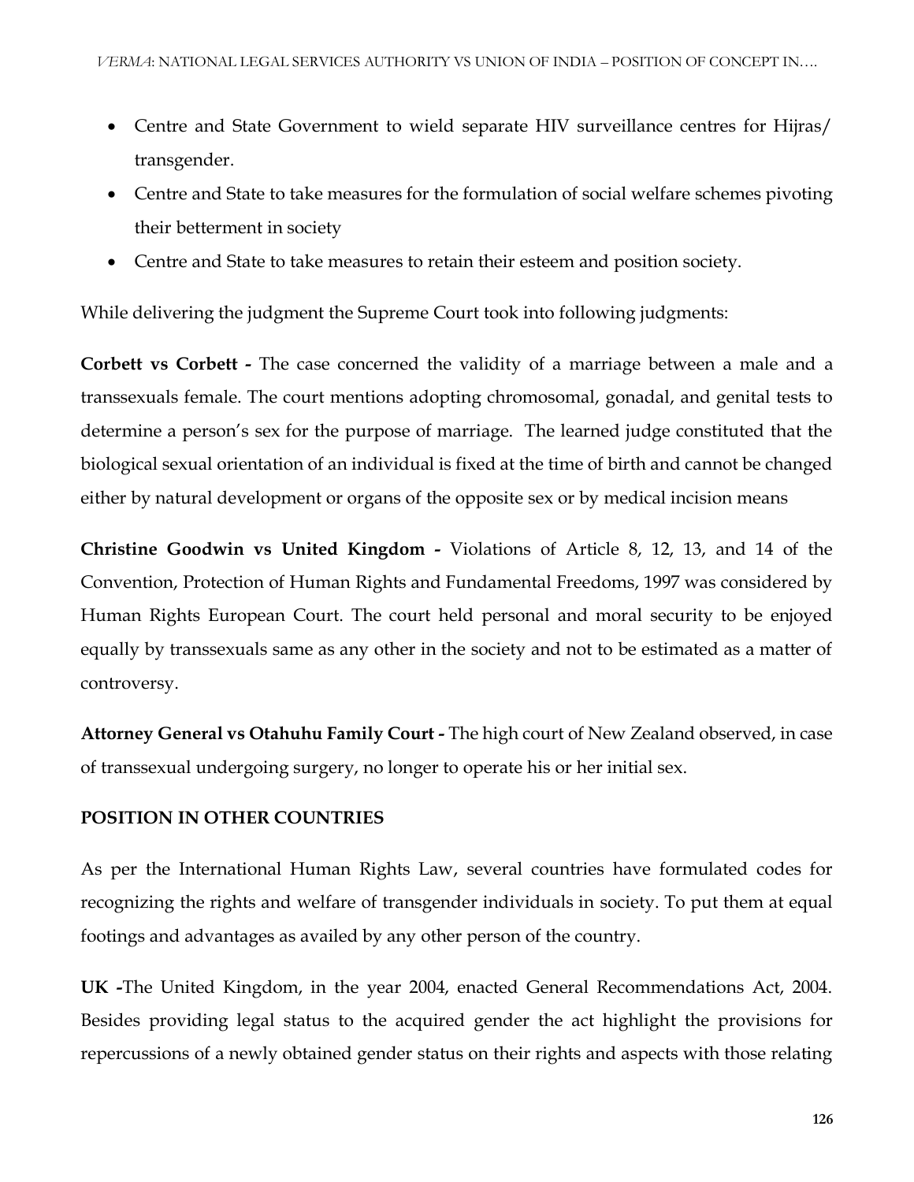- Centre and State Government to wield separate HIV surveillance centres for Hijras/ transgender.
- Centre and State to take measures for the formulation of social welfare schemes pivoting their betterment in society
- Centre and State to take measures to retain their esteem and position society.

While delivering the judgment the Supreme Court took into following judgments:

**Corbett vs Corbett -** The case concerned the validity of a marriage between a male and a transsexuals female. The court mentions adopting chromosomal, gonadal, and genital tests to determine a person's sex for the purpose of marriage. The learned judge constituted that the biological sexual orientation of an individual is fixed at the time of birth and cannot be changed either by natural development or organs of the opposite sex or by medical incision means

**Christine Goodwin vs United Kingdom -** Violations of Article 8, 12, 13, and 14 of the Convention, Protection of Human Rights and Fundamental Freedoms, 1997 was considered by Human Rights European Court. The court held personal and moral security to be enjoyed equally by transsexuals same as any other in the society and not to be estimated as a matter of controversy.

**Attorney General vs Otahuhu Family Court -** The high court of New Zealand observed, in case of transsexual undergoing surgery, no longer to operate his or her initial sex.

**POSITION IN OTHER COUNTRIES**

As per the International Human Rights Law, several countries have formulated codes for recognizing the rights and welfare of transgender individuals in society. To put them at equal footings and advantages as availed by any other person of the country.

**UK -**The United Kingdom, in the year 2004, enacted General Recommendations Act, 2004. Besides providing legal status to the acquired gender the act highlight the provisions for repercussions of a newly obtained gender status on their rights and aspects with those relating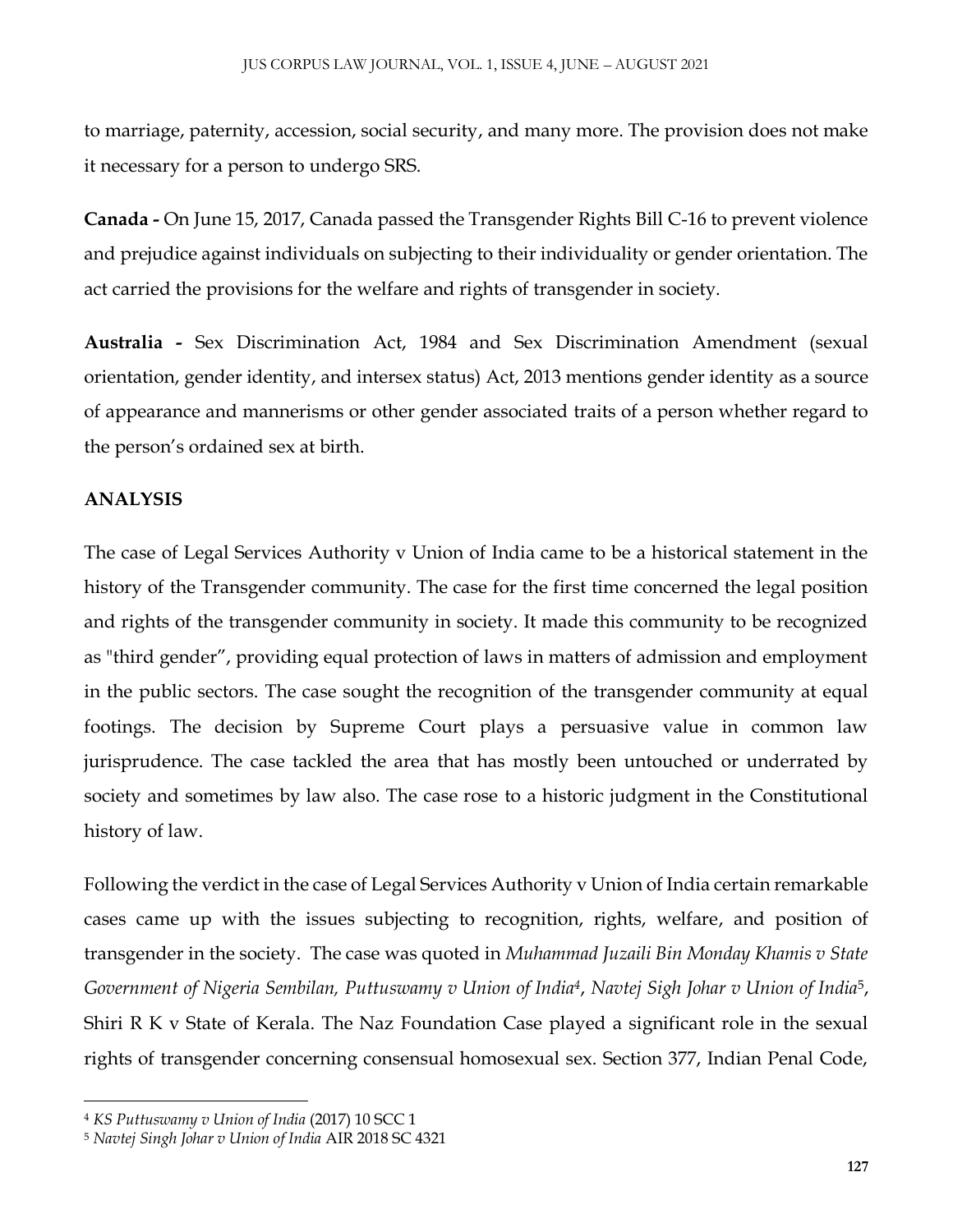to marriage, paternity, accession, social security, and many more. The provision does not make it necessary for a person to undergo SRS.

**Canada -** On June 15, 2017, Canada passed the Transgender Rights Bill C-16 to prevent violence and prejudice against individuals on subjecting to their individuality or gender orientation. The act carried the provisions for the welfare and rights of transgender in society.

**Australia -** Sex Discrimination Act, 1984 and Sex Discrimination Amendment (sexual orientation, gender identity, and intersex status) Act, 2013 mentions gender identity as a source of appearance and mannerisms or other gender associated traits of a person whether regard to the person's ordained sex at birth.

## ANALYSIS

The case of Legal Services Authority v Union of India came to be a historical statement in the history of the Transgender community. The case for the first time concerned the legal position and rights of the transgender community in society. It made this community to be recognized as "third gender", providing equal protection of laws in matters of admission and employment in the public sectors. The case sought the recognition of the transgender community at equal footings. The decision by Supreme Court plays a persuasive value in common law jurisprudence. The case tackled the area that has mostly been untouched or underrated by society and sometimes by law also. The case rose to a historic judgment in the Constitutional history of law.

Following the verdict in the case of Legal Services Authority v Union of India certain remarkable cases came up with the issues subjecting to recognition, rights, welfare, and position of transgender in the society. The case was quoted in *Muhammad Juzaili Bin Monday Khamis v State Government of Nigeria Sembilan, Puttuswamy v Union of India*[4], *Navtej Sigh Johar v Union of India*[5], Shiri R K v State of Kerala. The Naz Foundation Case played a significant role in the sexual rights of transgender concerning consensual homosexual sex. Section 377, Indian Penal Code,

---

[4] *KS Puttuswamy v Union of India* (2017) 10 SCC 1

[5] *Navtej Singh Johar v Union of India* AIR 2018 SC 4321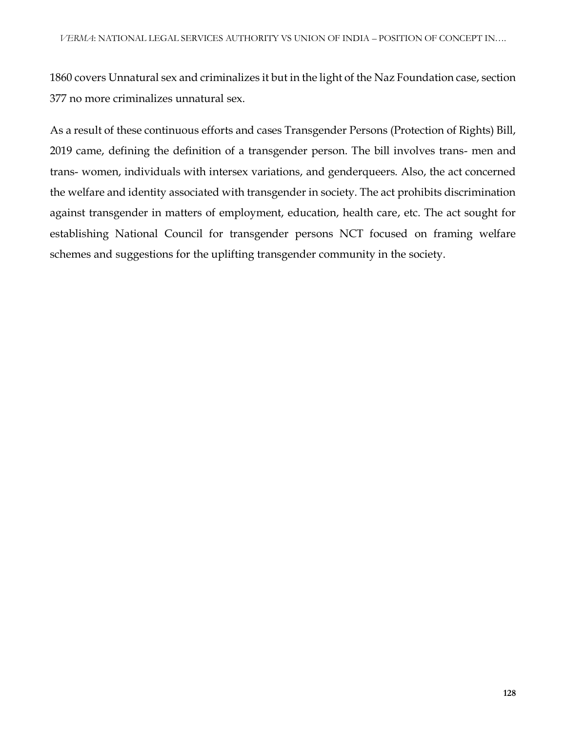1860 covers Unnatural sex and criminalizes it but in the light of the Naz Foundation case, section 377 no more criminalizes unnatural sex.

As a result of these continuous efforts and cases Transgender Persons (Protection of Rights) Bill, 2019 came, defining the definition of a transgender person. The bill involves trans- men and trans- women, individuals with intersex variations, and genderqueers. Also, the act concerned the welfare and identity associated with transgender in society. The act prohibits discrimination against transgender in matters of employment, education, health care, etc. The act sought for establishing National Council for transgender persons NCT focused on framing welfare schemes and suggestions for the uplifting transgender community in the society.